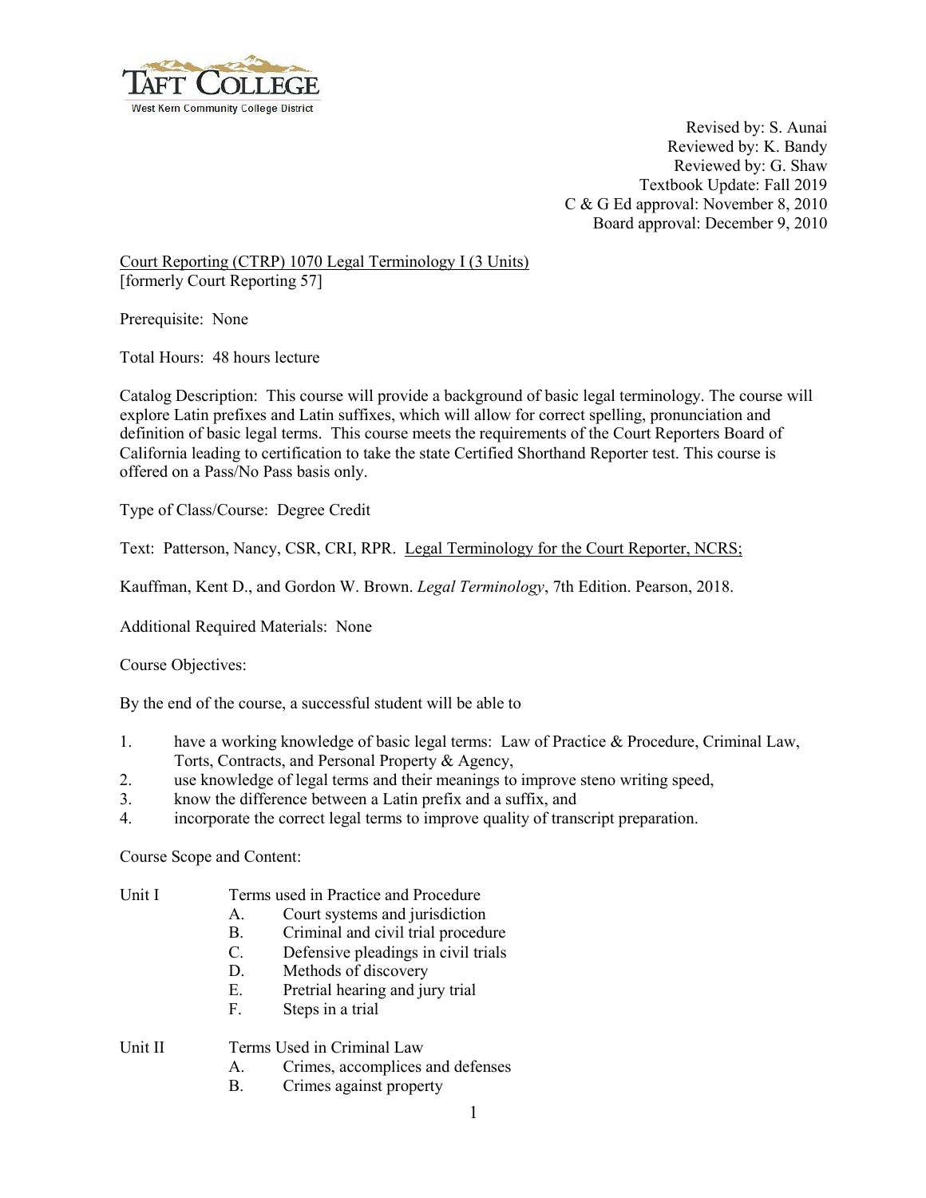Revised by: S. Aunai
Reviewed by: K. Bandy
Reviewed by: G. Shaw
Textbook Update: Fall 2019
C & G Ed approval: November 8, 2010
Board approval: December 9, 2010

Court Reporting (CTRP) 1070 Legal Terminology I (3 Units)
[formerly Court Reporting 57]

Prerequisite: None

Total Hours: 48 hours lecture

Catalog Description: This course will provide a background of basic legal terminology. The course will explore Latin prefixes and Latin suffixes, which will allow for correct spelling, pronunciation and definition of basic legal terms. This course meets the requirements of the Court Reporters Board of California leading to certification to take the state Certified Shorthand Reporter test. This course is offered on a Pass/No Pass basis only.

Type of Class/Course: Degree Credit

Text: Patterson, Nancy, CSR, CRI, RPR. Legal Terminology for the Court Reporter, NCRS;

Kauffman, Kent D., and Gordon W. Brown. *Legal Terminology*, 7th Edition. Pearson, 2018.

Additional Required Materials: None

Course Objectives:

By the end of the course, a successful student will be able to

1. have a working knowledge of basic legal terms: Law of Practice & Procedure, Criminal Law, Torts, Contracts, and Personal Property & Agency,
2. use knowledge of legal terms and their meanings to improve steno writing speed,
3. know the difference between a Latin prefix and a suffix, and
4. incorporate the correct legal terms to improve quality of transcript preparation.

Course Scope and Content:

Unit I Terms used in Practice and Procedure

- A. Court systems and jurisdiction
- B. Criminal and civil trial procedure
- C. Defensive pleadings in civil trials
- D. Methods of discovery
- E. Pretrial hearing and jury trial
- F. Steps in a trial

Unit II Terms Used in Criminal Law

- A. Crimes, accomplices and defenses
- B. Crimes against property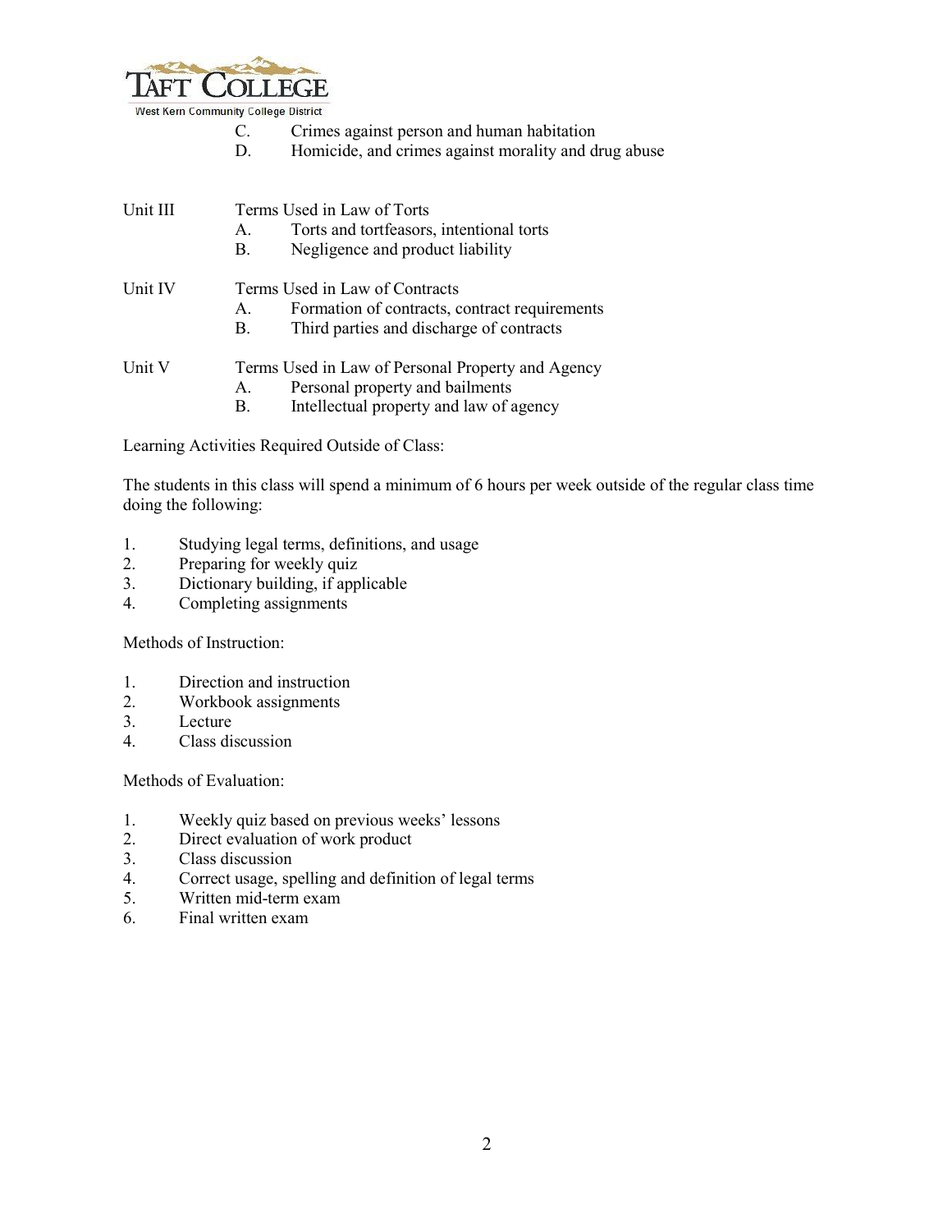C. Crimes against person and human habitation
D. Homicide, and crimes against morality and drug abuse

Unit III Terms Used in Law of Torts
A. Torts and tortfeasors, intentional torts
B. Negligence and product liability

Unit IV Terms Used in Law of Contracts
A. Formation of contracts, contract requirements
B. Third parties and discharge of contracts

Unit V Terms Used in Law of Personal Property and Agency
A. Personal property and bailments
B. Intellectual property and law of agency

Learning Activities Required Outside of Class:

The students in this class will spend a minimum of 6 hours per week outside of the regular class time doing the following:

1. Studying legal terms, definitions, and usage
2. Preparing for weekly quiz
3. Dictionary building, if applicable
4. Completing assignments

Methods of Instruction:

1. Direction and instruction
2. Workbook assignments
3. Lecture
4. Class discussion

Methods of Evaluation:

1. Weekly quiz based on previous weeks' lessons
2. Direct evaluation of work product
3. Class discussion
4. Correct usage, spelling and definition of legal terms
5. Written mid-term exam
6. Final written exam